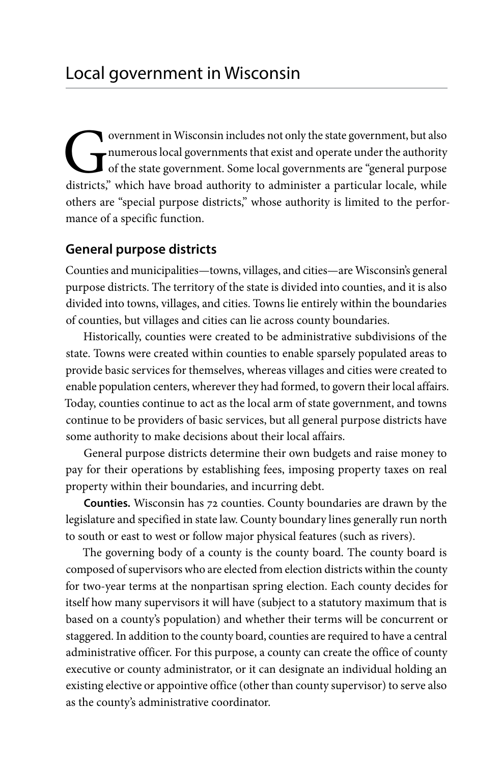# Local government in Wisconsin

Government in Wisconsin includes not only the state government, but also numerous local governments that exist and operate under the authority of the state government. Some local governments are "general purpose districts," which have broad authority to administer a particular locale, while others are "special purpose districts," whose authority is limited to the performance of a specific function.

## General purpose districts

Counties and municipalities—towns, villages, and cities—are Wisconsin's general purpose districts. The territory of the state is divided into counties, and it is also divided into towns, villages, and cities. Towns lie entirely within the boundaries of counties, but villages and cities can lie across county boundaries.

Historically, counties were created to be administrative subdivisions of the state. Towns were created within counties to enable sparsely populated areas to provide basic services for themselves, whereas villages and cities were created to enable population centers, wherever they had formed, to govern their local affairs. Today, counties continue to act as the local arm of state government, and towns continue to be providers of basic services, but all general purpose districts have some authority to make decisions about their local affairs.

General purpose districts determine their own budgets and raise money to pay for their operations by establishing fees, imposing property taxes on real property within their boundaries, and incurring debt.

**Counties.** Wisconsin has 72 counties. County boundaries are drawn by the legislature and specified in state law. County boundary lines generally run north to south or east to west or follow major physical features (such as rivers).

The governing body of a county is the county board. The county board is composed of supervisors who are elected from election districts within the county for two-year terms at the nonpartisan spring election. Each county decides for itself how many supervisors it will have (subject to a statutory maximum that is based on a county's population) and whether their terms will be concurrent or staggered. In addition to the county board, counties are required to have a central administrative officer. For this purpose, a county can create the office of county executive or county administrator, or it can designate an individual holding an existing elective or appointive office (other than county supervisor) to serve also as the county's administrative coordinator.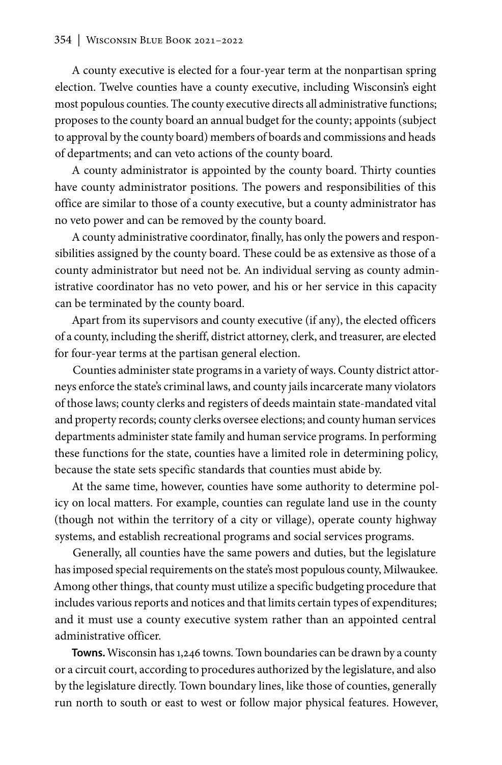A county executive is elected for a four-year term at the nonpartisan spring election. Twelve counties have a county executive, including Wisconsin's eight most populous counties. The county executive directs all administrative functions; proposes to the county board an annual budget for the county; appoints (subject to approval by the county board) members of boards and commissions and heads of departments; and can veto actions of the county board.

A county administrator is appointed by the county board. Thirty counties have county administrator positions. The powers and responsibilities of this office are similar to those of a county executive, but a county administrator has no veto power and can be removed by the county board.

A county administrative coordinator, finally, has only the powers and responsibilities assigned by the county board. These could be as extensive as those of a county administrator but need not be. An individual serving as county administrative coordinator has no veto power, and his or her service in this capacity can be terminated by the county board.

Apart from its supervisors and county executive (if any), the elected officers of a county, including the sheriff, district attorney, clerk, and treasurer, are elected for four-year terms at the partisan general election.

Counties administer state programs in a variety of ways. County district attorneys enforce the state's criminal laws, and county jails incarcerate many violators of those laws; county clerks and registers of deeds maintain state-mandated vital and property records; county clerks oversee elections; and county human services departments administer state family and human service programs. In performing these functions for the state, counties have a limited role in determining policy, because the state sets specific standards that counties must abide by.

At the same time, however, counties have some authority to determine policy on local matters. For example, counties can regulate land use in the county (though not within the territory of a city or village), operate county highway systems, and establish recreational programs and social services programs.

Generally, all counties have the same powers and duties, but the legislature has imposed special requirements on the state's most populous county, Milwaukee. Among other things, that county must utilize a specific budgeting procedure that includes various reports and notices and that limits certain types of expenditures; and it must use a county executive system rather than an appointed central administrative officer.

**Towns.** Wisconsin has 1,246 towns. Town boundaries can be drawn by a county or a circuit court, according to procedures authorized by the legislature, and also by the legislature directly. Town boundary lines, like those of counties, generally run north to south or east to west or follow major physical features. However,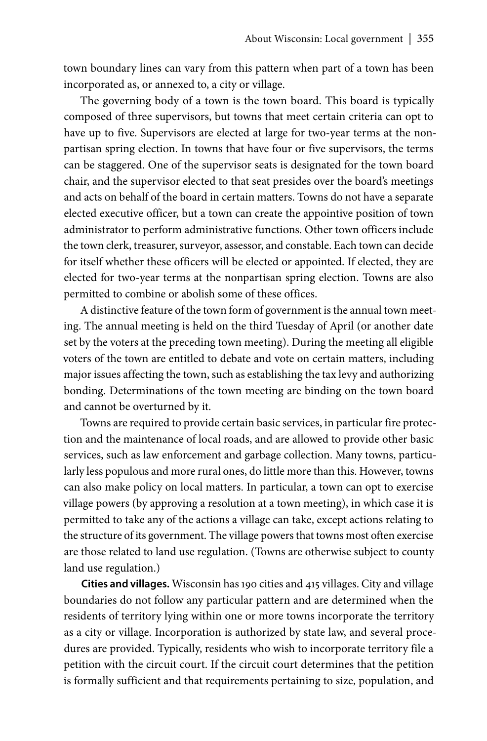town boundary lines can vary from this pattern when part of a town has been incorporated as, or annexed to, a city or village.

The governing body of a town is the town board. This board is typically composed of three supervisors, but towns that meet certain criteria can opt to have up to five. Supervisors are elected at large for two-year terms at the nonpartisan spring election. In towns that have four or five supervisors, the terms can be staggered. One of the supervisor seats is designated for the town board chair, and the supervisor elected to that seat presides over the board's meetings and acts on behalf of the board in certain matters. Towns do not have a separate elected executive officer, but a town can create the appointive position of town administrator to perform administrative functions. Other town officers include the town clerk, treasurer, surveyor, assessor, and constable. Each town can decide for itself whether these officers will be elected or appointed. If elected, they are elected for two-year terms at the nonpartisan spring election. Towns are also permitted to combine or abolish some of these offices.

A distinctive feature of the town form of government is the annual town meeting. The annual meeting is held on the third Tuesday of April (or another date set by the voters at the preceding town meeting). During the meeting all eligible voters of the town are entitled to debate and vote on certain matters, including major issues affecting the town, such as establishing the tax levy and authorizing bonding. Determinations of the town meeting are binding on the town board and cannot be overturned by it.

Towns are required to provide certain basic services, in particular fire protection and the maintenance of local roads, and are allowed to provide other basic services, such as law enforcement and garbage collection. Many towns, particularly less populous and more rural ones, do little more than this. However, towns can also make policy on local matters. In particular, a town can opt to exercise village powers (by approving a resolution at a town meeting), in which case it is permitted to take any of the actions a village can take, except actions relating to the structure of its government. The village powers that towns most often exercise are those related to land use regulation. (Towns are otherwise subject to county land use regulation.)

**Cities and villages.** Wisconsin has 190 cities and 415 villages. City and village boundaries do not follow any particular pattern and are determined when the residents of territory lying within one or more towns incorporate the territory as a city or village. Incorporation is authorized by state law, and several procedures are provided. Typically, residents who wish to incorporate territory file a petition with the circuit court. If the circuit court determines that the petition is formally sufficient and that requirements pertaining to size, population, and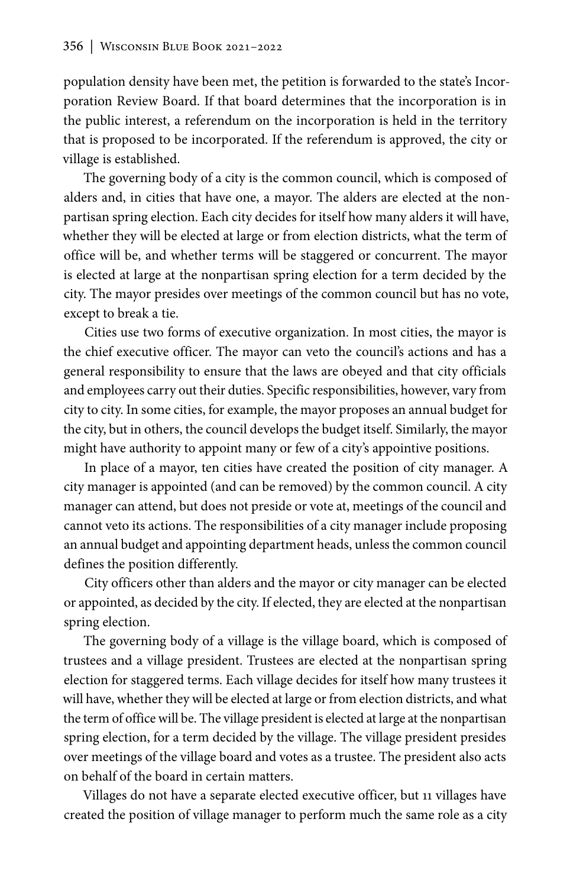population density have been met, the petition is forwarded to the state's Incorporation Review Board. If that board determines that the incorporation is in the public interest, a referendum on the incorporation is held in the territory that is proposed to be incorporated. If the referendum is approved, the city or village is established.

The governing body of a city is the common council, which is composed of alders and, in cities that have one, a mayor. The alders are elected at the nonpartisan spring election. Each city decides for itself how many alders it will have, whether they will be elected at large or from election districts, what the term of office will be, and whether terms will be staggered or concurrent. The mayor is elected at large at the nonpartisan spring election for a term decided by the city. The mayor presides over meetings of the common council but has no vote, except to break a tie.

Cities use two forms of executive organization. In most cities, the mayor is the chief executive officer. The mayor can veto the council's actions and has a general responsibility to ensure that the laws are obeyed and that city officials and employees carry out their duties. Specific responsibilities, however, vary from city to city. In some cities, for example, the mayor proposes an annual budget for the city, but in others, the council develops the budget itself. Similarly, the mayor might have authority to appoint many or few of a city's appointive positions.

In place of a mayor, ten cities have created the position of city manager. A city manager is appointed (and can be removed) by the common council. A city manager can attend, but does not preside or vote at, meetings of the council and cannot veto its actions. The responsibilities of a city manager include proposing an annual budget and appointing department heads, unless the common council defines the position differently.

City officers other than alders and the mayor or city manager can be elected or appointed, as decided by the city. If elected, they are elected at the nonpartisan spring election.

The governing body of a village is the village board, which is composed of trustees and a village president. Trustees are elected at the nonpartisan spring election for staggered terms. Each village decides for itself how many trustees it will have, whether they will be elected at large or from election districts, and what the term of office will be. The village president is elected at large at the nonpartisan spring election, for a term decided by the village. The village president presides over meetings of the village board and votes as a trustee. The president also acts on behalf of the board in certain matters.

Villages do not have a separate elected executive officer, but 11 villages have created the position of village manager to perform much the same role as a city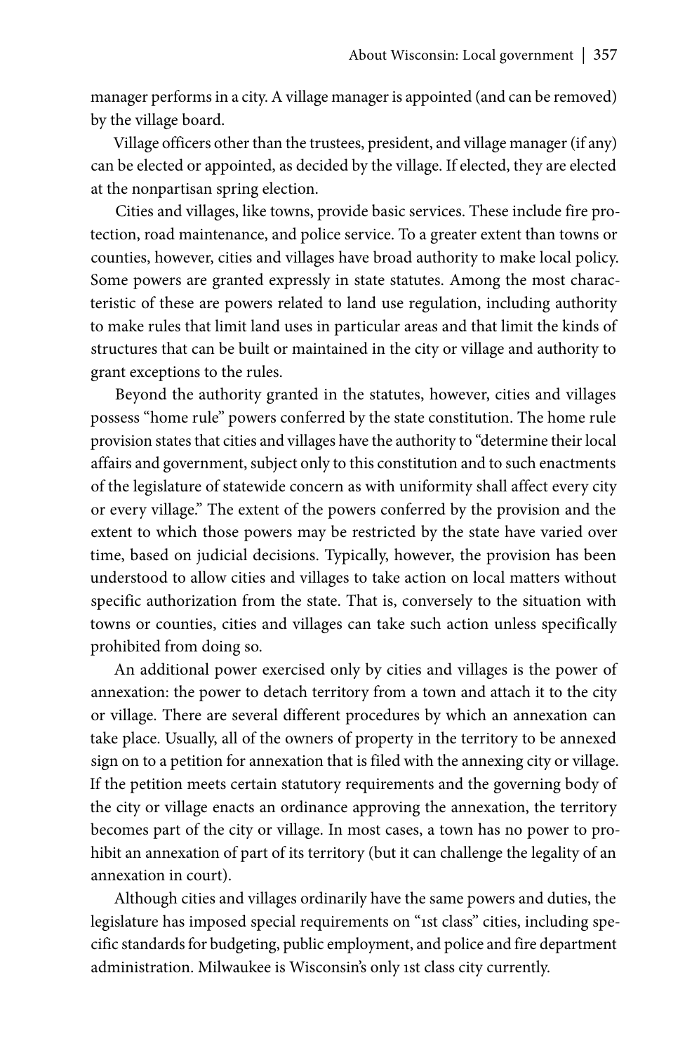manager performs in a city. A village manager is appointed (and can be removed) by the village board.

Village officers other than the trustees, president, and village manager (if any) can be elected or appointed, as decided by the village. If elected, they are elected at the nonpartisan spring election.

Cities and villages, like towns, provide basic services. These include fire protection, road maintenance, and police service. To a greater extent than towns or counties, however, cities and villages have broad authority to make local policy. Some powers are granted expressly in state statutes. Among the most characteristic of these are powers related to land use regulation, including authority to make rules that limit land uses in particular areas and that limit the kinds of structures that can be built or maintained in the city or village and authority to grant exceptions to the rules.

Beyond the authority granted in the statutes, however, cities and villages possess "home rule" powers conferred by the state constitution. The home rule provision states that cities and villages have the authority to "determine their local affairs and government, subject only to this constitution and to such enactments of the legislature of statewide concern as with uniformity shall affect every city or every village." The extent of the powers conferred by the provision and the extent to which those powers may be restricted by the state have varied over time, based on judicial decisions. Typically, however, the provision has been understood to allow cities and villages to take action on local matters without specific authorization from the state. That is, conversely to the situation with towns or counties, cities and villages can take such action unless specifically prohibited from doing so.

An additional power exercised only by cities and villages is the power of annexation: the power to detach territory from a town and attach it to the city or village. There are several different procedures by which an annexation can take place. Usually, all of the owners of property in the territory to be annexed sign on to a petition for annexation that is filed with the annexing city or village. If the petition meets certain statutory requirements and the governing body of the city or village enacts an ordinance approving the annexation, the territory becomes part of the city or village. In most cases, a town has no power to prohibit an annexation of part of its territory (but it can challenge the legality of an annexation in court).

Although cities and villages ordinarily have the same powers and duties, the legislature has imposed special requirements on "1st class" cities, including specific standards for budgeting, public employment, and police and fire department administration. Milwaukee is Wisconsin's only 1st class city currently.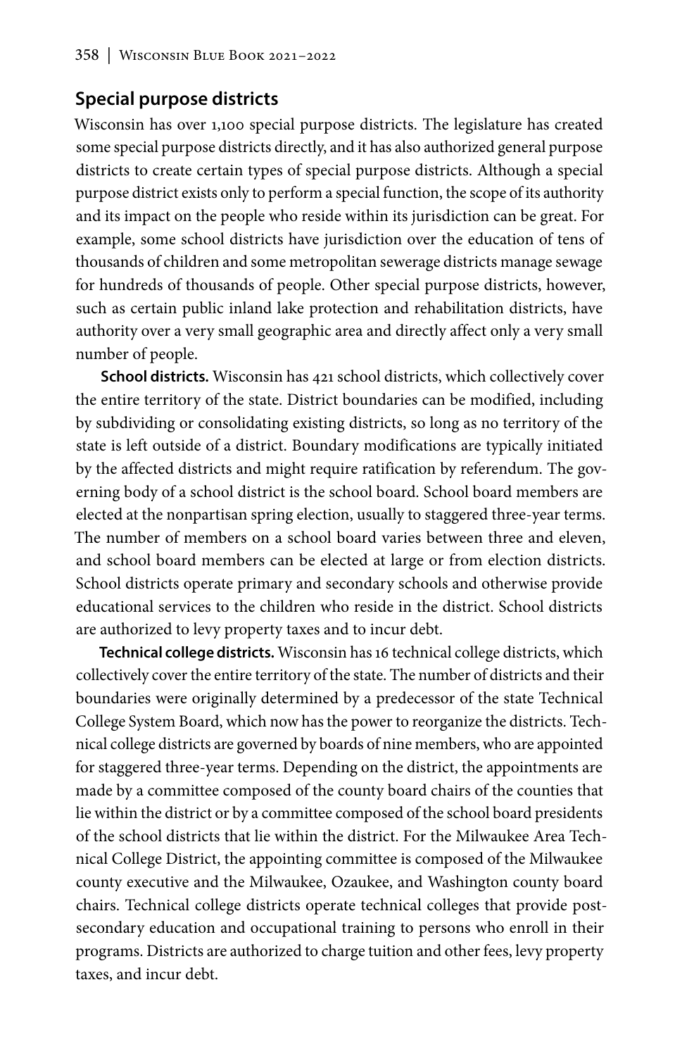## Special purpose districts

Wisconsin has over 1,100 special purpose districts. The legislature has created some special purpose districts directly, and it has also authorized general purpose districts to create certain types of special purpose districts. Although a special purpose district exists only to perform a special function, the scope of its authority and its impact on the people who reside within its jurisdiction can be great. For example, some school districts have jurisdiction over the education of tens of thousands of children and some metropolitan sewerage districts manage sewage for hundreds of thousands of people. Other special purpose districts, however, such as certain public inland lake protection and rehabilitation districts, have authority over a very small geographic area and directly affect only a very small number of people.

**School districts.** Wisconsin has 421 school districts, which collectively cover the entire territory of the state. District boundaries can be modified, including by subdividing or consolidating existing districts, so long as no territory of the state is left outside of a district. Boundary modifications are typically initiated by the affected districts and might require ratification by referendum. The governing body of a school district is the school board. School board members are elected at the nonpartisan spring election, usually to staggered three-year terms. The number of members on a school board varies between three and eleven, and school board members can be elected at large or from election districts. School districts operate primary and secondary schools and otherwise provide educational services to the children who reside in the district. School districts are authorized to levy property taxes and to incur debt.

**Technical college districts.** Wisconsin has 16 technical college districts, which collectively cover the entire territory of the state. The number of districts and their boundaries were originally determined by a predecessor of the state Technical College System Board, which now has the power to reorganize the districts. Technical college districts are governed by boards of nine members, who are appointed for staggered three-year terms. Depending on the district, the appointments are made by a committee composed of the county board chairs of the counties that lie within the district or by a committee composed of the school board presidents of the school districts that lie within the district. For the Milwaukee Area Technical College District, the appointing committee is composed of the Milwaukee county executive and the Milwaukee, Ozaukee, and Washington county board chairs. Technical college districts operate technical colleges that provide postsecondary education and occupational training to persons who enroll in their programs. Districts are authorized to charge tuition and other fees, levy property taxes, and incur debt.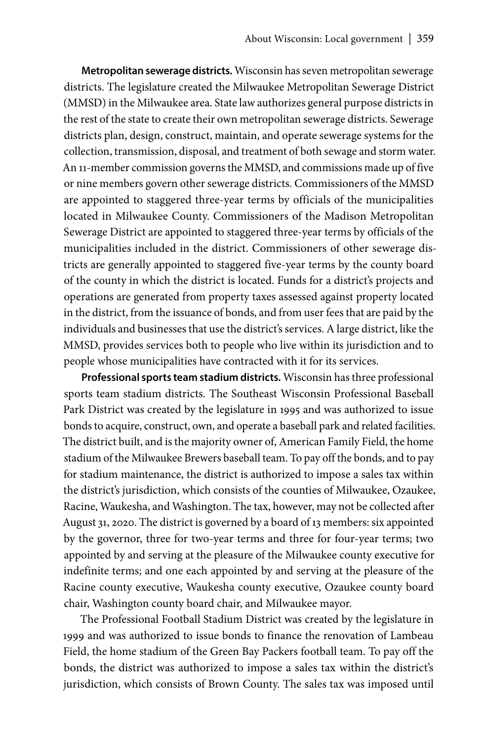**Metropolitan sewerage districts.** Wisconsin has seven metropolitan sewerage districts. The legislature created the Milwaukee Metropolitan Sewerage District (MMSD) in the Milwaukee area. State law authorizes general purpose districts in the rest of the state to create their own metropolitan sewerage districts. Sewerage districts plan, design, construct, maintain, and operate sewerage systems for the collection, transmission, disposal, and treatment of both sewage and storm water. An 11-member commission governs the MMSD, and commissions made up of five or nine members govern other sewerage districts. Commissioners of the MMSD are appointed to staggered three-year terms by officials of the municipalities located in Milwaukee County. Commissioners of the Madison Metropolitan Sewerage District are appointed to staggered three-year terms by officials of the municipalities included in the district. Commissioners of other sewerage districts are generally appointed to staggered five-year terms by the county board of the county in which the district is located. Funds for a district's projects and operations are generated from property taxes assessed against property located in the district, from the issuance of bonds, and from user fees that are paid by the individuals and businesses that use the district's services. A large district, like the MMSD, provides services both to people who live within its jurisdiction and to people whose municipalities have contracted with it for its services.

**Professional sports team stadium districts.** Wisconsin has three professional sports team stadium districts. The Southeast Wisconsin Professional Baseball Park District was created by the legislature in 1995 and was authorized to issue bonds to acquire, construct, own, and operate a baseball park and related facilities. The district built, and is the majority owner of, American Family Field, the home stadium of the Milwaukee Brewers baseball team. To pay off the bonds, and to pay for stadium maintenance, the district is authorized to impose a sales tax within the district's jurisdiction, which consists of the counties of Milwaukee, Ozaukee, Racine, Waukesha, and Washington. The tax, however, may not be collected after August 31, 2020. The district is governed by a board of 13 members: six appointed by the governor, three for two-year terms and three for four-year terms; two appointed by and serving at the pleasure of the Milwaukee county executive for indefinite terms; and one each appointed by and serving at the pleasure of the Racine county executive, Waukesha county executive, Ozaukee county board chair, Washington county board chair, and Milwaukee mayor.

The Professional Football Stadium District was created by the legislature in 1999 and was authorized to issue bonds to finance the renovation of Lambeau Field, the home stadium of the Green Bay Packers football team. To pay off the bonds, the district was authorized to impose a sales tax within the district's jurisdiction, which consists of Brown County. The sales tax was imposed until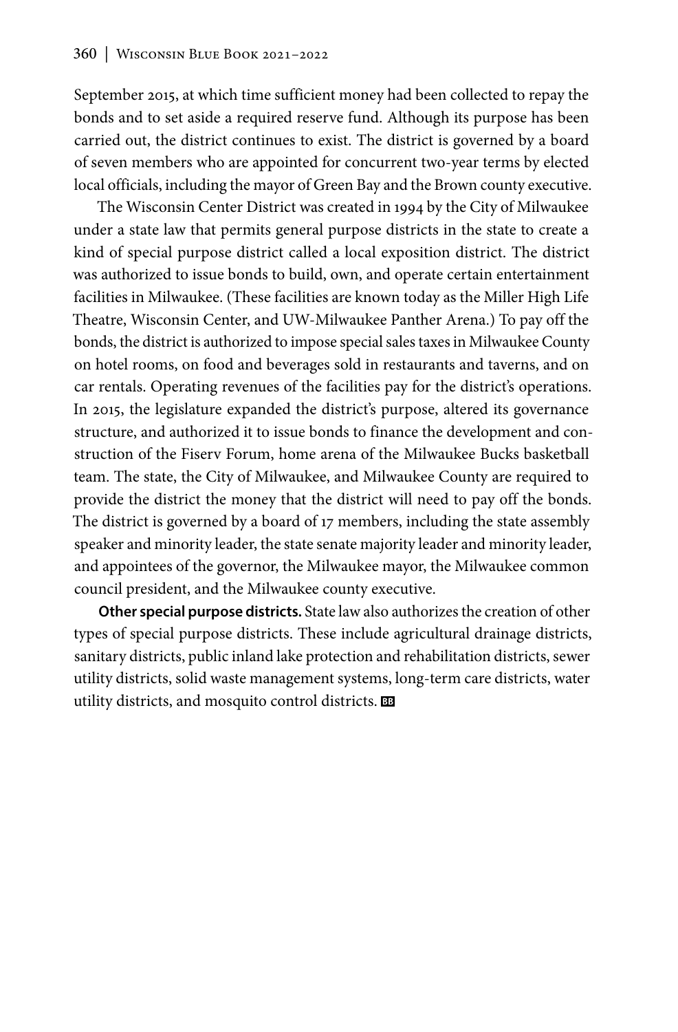September 2015, at which time sufficient money had been collected to repay the bonds and to set aside a required reserve fund. Although its purpose has been carried out, the district continues to exist. The district is governed by a board of seven members who are appointed for concurrent two-year terms by elected local officials, including the mayor of Green Bay and the Brown county executive.

The Wisconsin Center District was created in 1994 by the City of Milwaukee under a state law that permits general purpose districts in the state to create a kind of special purpose district called a local exposition district. The district was authorized to issue bonds to build, own, and operate certain entertainment facilities in Milwaukee. (These facilities are known today as the Miller High Life Theatre, Wisconsin Center, and UW-Milwaukee Panther Arena.) To pay off the bonds, the district is authorized to impose special sales taxes in Milwaukee County on hotel rooms, on food and beverages sold in restaurants and taverns, and on car rentals. Operating revenues of the facilities pay for the district's operations. In 2015, the legislature expanded the district's purpose, altered its governance structure, and authorized it to issue bonds to finance the development and construction of the Fiserv Forum, home arena of the Milwaukee Bucks basketball team. The state, the City of Milwaukee, and Milwaukee County are required to provide the district the money that the district will need to pay off the bonds. The district is governed by a board of 17 members, including the state assembly speaker and minority leader, the state senate majority leader and minority leader, and appointees of the governor, the Milwaukee mayor, the Milwaukee common council president, and the Milwaukee county executive.

**Other special purpose districts.** State law also authorizes the creation of other types of special purpose districts. These include agricultural drainage districts, sanitary districts, public inland lake protection and rehabilitation districts, sewer utility districts, solid waste management systems, long-term care districts, water utility districts, and mosquito control districts.